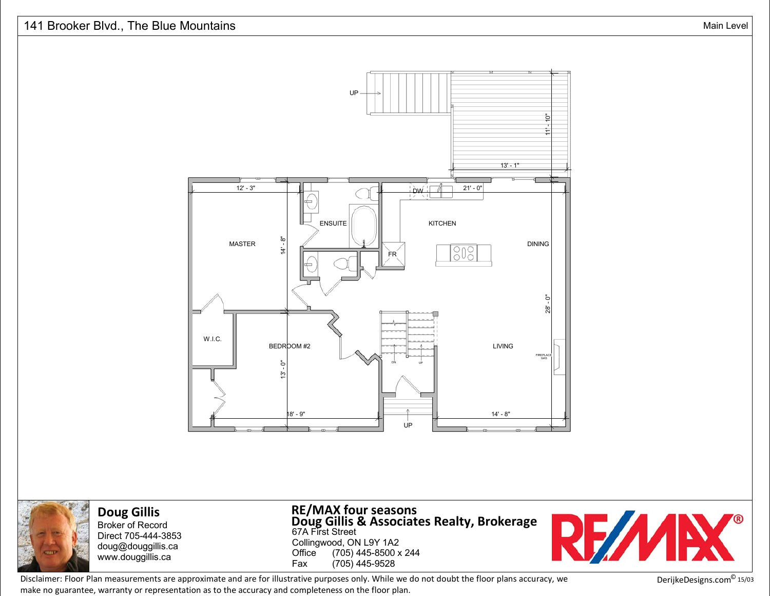141 Brooker Blvd., The Blue Mountains

Main Level

UP

11' - 10"

13' - 1"

12' - 3"

DW

21' - 0"

ENSUITE

KITCHEN

MASTER

14' - 8"

FR

DINING

28' - 0"

W.I.C.

BEDROOM #2

LIVING

DN

UP

FIREPLACE GAS

13' - 0"

18' - 9"

UP

14' - 8"

**Doug Gillis**
Broker of Record
Direct 705-444-3853
doug@douggillis.ca
www.douggillis.ca

**RE/MAX four seasons**
**Doug Gillis & Associates Realty, Brokerage**
67A First Street
Collingwood, ON L9Y 1A2
Office (705) 445-8500 x 244
Fax (705) 445-9528

RE/MAX®

Disclaimer: Floor Plan measurements are approximate and are for illustrative purposes only. While we do not doubt the floor plans accuracy, we make no guarantee, warranty or representation as to the accuracy and completeness on the floor plan.

DerijkeDesigns.com© 15/03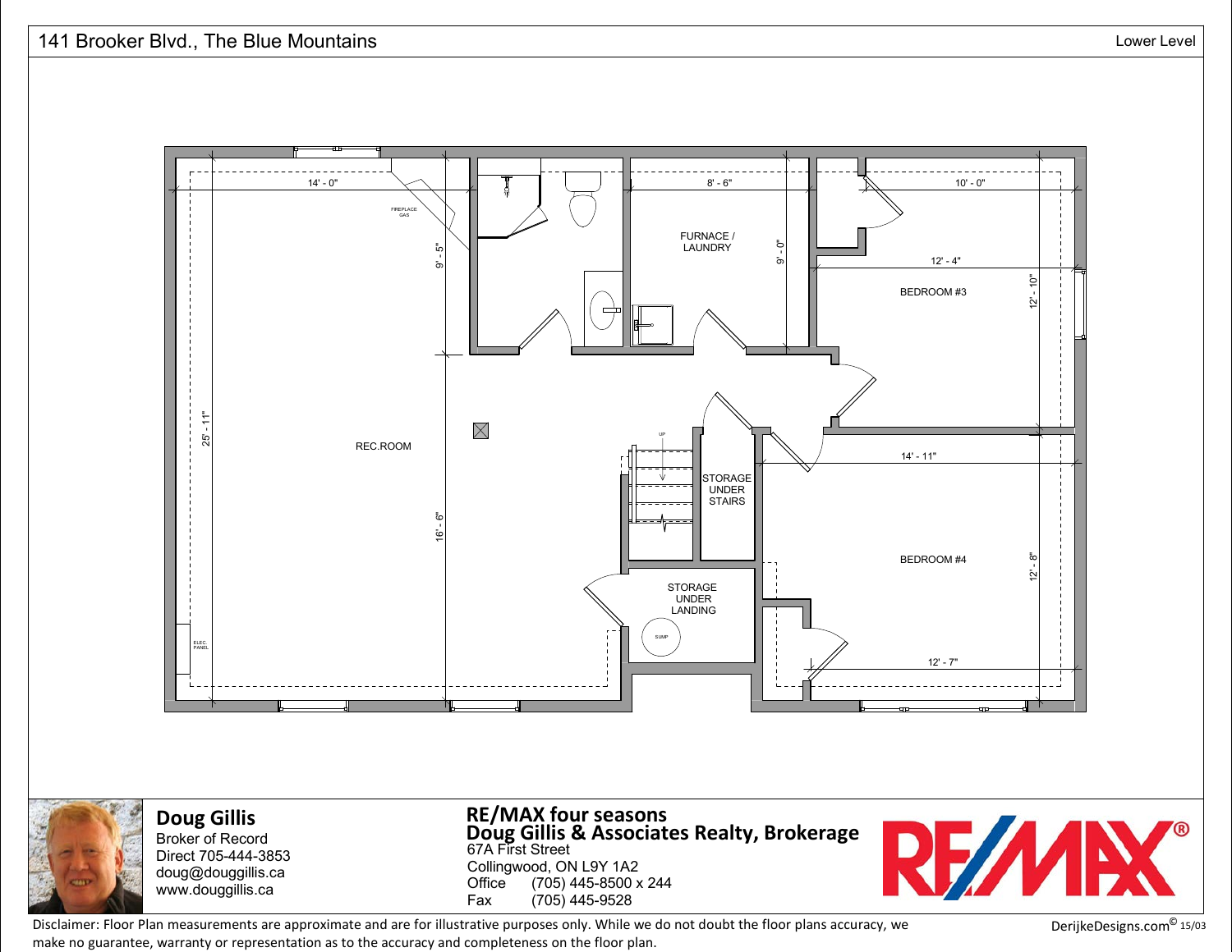# 141 Brooker Blvd., The Blue Mountains

Lower Level

14' - 0"

FIREPLACE
GAS

9' - 5"

8' - 6"

FURNACE /
LAUNDRY

9' - 0"

10' - 0"

12' - 4"

BEDROOM #3

12' - 10"

REC.ROOM

25' - 11"

16' - 6"

UP

STORAGE
UNDER
STAIRS

14' - 11"

BEDROOM #4

12' - 8"

STORAGE
UNDER
LANDING

SUMP

ELEC.
PANEL

12' - 7"

**Doug Gillis**
Broker of Record
Direct 705-444-3853
doug@douggillis.ca
www.douggillis.ca

**RE/MAX four seasons**
**Doug Gillis & Associates Realty, Brokerage**
67A First Street
Collingwood, ON L9Y 1A2
Office (705) 445-8500 x 244
Fax (705) 445-9528

Disclaimer: Floor Plan measurements are approximate and are for illustrative purposes only. While we do not doubt the floor plans accuracy, we make no guarantee, warranty or representation as to the accuracy and completeness on the floor plan.

DerijkeDesigns.com© 15/03